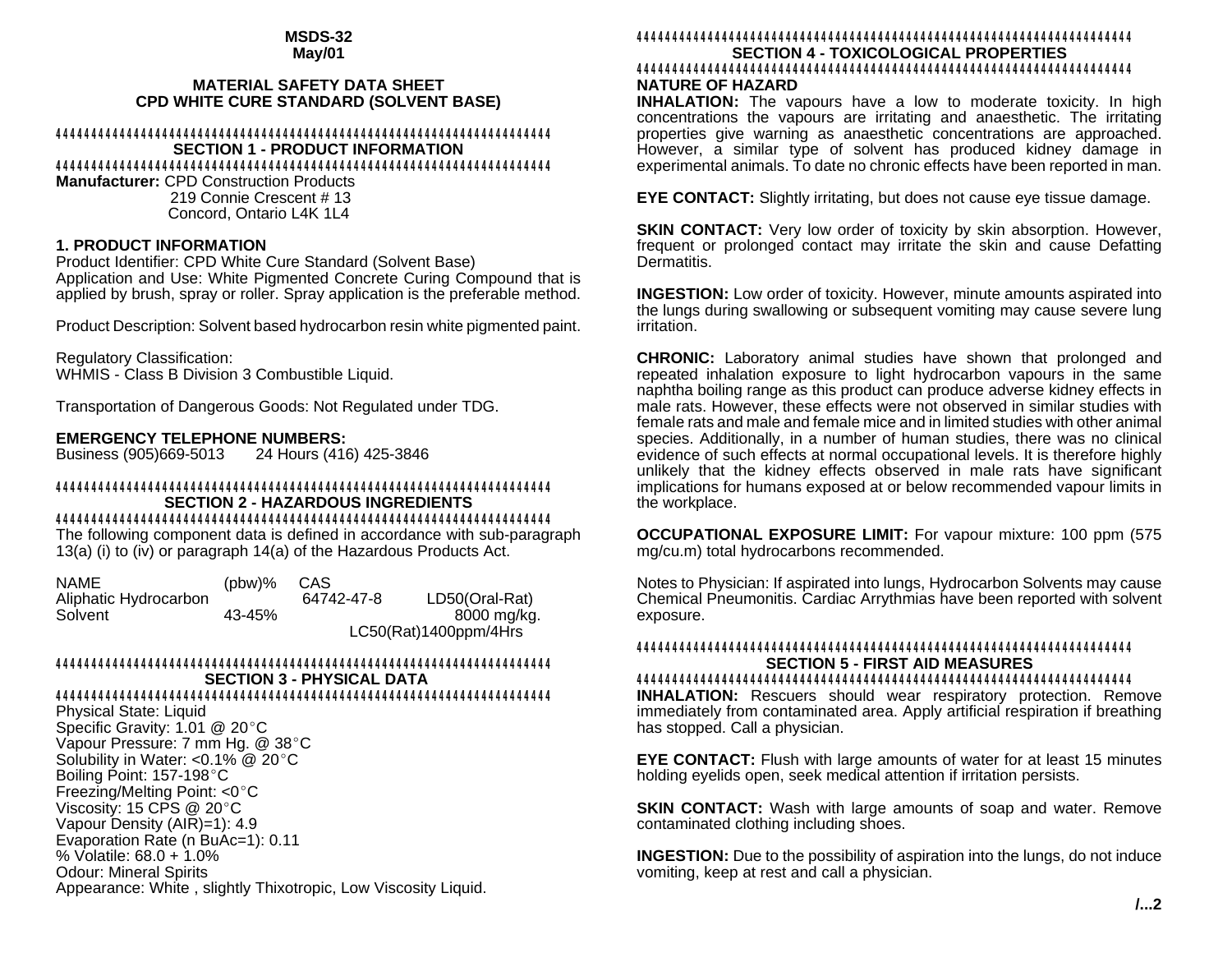**MSDS-32**
**May/01**

## MATERIAL SAFETY DATA SHEET
## CPD WHITE CURE STANDARD (SOLVENT BASE)

### SECTION 1 - PRODUCT INFORMATION

**Manufacturer:** CPD Construction Products
219 Connie Crescent # 13
Concord, Ontario L4K 1L4

**1. PRODUCT INFORMATION**

Product Identifier: CPD White Cure Standard (Solvent Base)
Application and Use: White Pigmented Concrete Curing Compound that is applied by brush, spray or roller. Spray application is the preferable method.

Product Description: Solvent based hydrocarbon resin white pigmented paint.

Regulatory Classification:
WHMIS - Class B Division 3 Combustible Liquid.

Transportation of Dangerous Goods: Not Regulated under TDG.

**EMERGENCY TELEPHONE NUMBERS:**
Business (905)669-5013 24 Hours (416) 425-3846

### SECTION 2 - HAZARDOUS INGREDIENTS

The following component data is defined in accordance with sub-paragraph 13(a) (i) to (iv) or paragraph 14(a) of the Hazardous Products Act.

| NAME | (pbw)% | CAS | |
|---|---|---|---|
| Aliphatic Hydrocarbon Solvent | 43-45% | 64742-47-8 | LD50(Oral-Rat) 8000 mg/kg. LC50(Rat)1400ppm/4Hrs |

### SECTION 3 - PHYSICAL DATA

Physical State: Liquid
Specific Gravity: 1.01 @ 20°C
Vapour Pressure: 7 mm Hg. @ 38°C
Solubility in Water: <0.1% @ 20°C
Boiling Point: 157-198°C
Freezing/Melting Point: <0°C
Viscosity: 15 CPS @ 20°C
Vapour Density (AIR)=1): 4.9
Evaporation Rate (n BuAc=1): 0.11
% Volatile: 68.0 + 1.0%
Odour: Mineral Spirits
Appearance: White , slightly Thixotropic, Low Viscosity Liquid.

### SECTION 4 - TOXICOLOGICAL PROPERTIES

**NATURE OF HAZARD**

**INHALATION:** The vapours have a low to moderate toxicity. In high concentrations the vapours are irritating and anaesthetic. The irritating properties give warning as anaesthetic concentrations are approached. However, a similar type of solvent has produced kidney damage in experimental animals. To date no chronic effects have been reported in man.

**EYE CONTACT:** Slightly irritating, but does not cause eye tissue damage.

**SKIN CONTACT:** Very low order of toxicity by skin absorption. However, frequent or prolonged contact may irritate the skin and cause Defatting Dermatitis.

**INGESTION:** Low order of toxicity. However, minute amounts aspirated into the lungs during swallowing or subsequent vomiting may cause severe lung irritation.

**CHRONIC:** Laboratory animal studies have shown that prolonged and repeated inhalation exposure to light hydrocarbon vapours in the same naphtha boiling range as this product can produce adverse kidney effects in male rats. However, these effects were not observed in similar studies with female rats and male and female mice and in limited studies with other animal species. Additionally, in a number of human studies, there was no clinical evidence of such effects at normal occupational levels. It is therefore highly unlikely that the kidney effects observed in male rats have significant implications for humans exposed at or below recommended vapour limits in the workplace.

**OCCUPATIONAL EXPOSURE LIMIT:** For vapour mixture: 100 ppm (575 mg/cu.m) total hydrocarbons recommended.

Notes to Physician: If aspirated into lungs, Hydrocarbon Solvents may cause Chemical Pneumonitis. Cardiac Arrythmias have been reported with solvent exposure.

### SECTION 5 - FIRST AID MEASURES

**INHALATION:** Rescuers should wear respiratory protection. Remove immediately from contaminated area. Apply artificial respiration if breathing has stopped. Call a physician.

**EYE CONTACT:** Flush with large amounts of water for at least 15 minutes holding eyelids open, seek medical attention if irritation persists.

**SKIN CONTACT:** Wash with large amounts of soap and water. Remove contaminated clothing including shoes.

**INGESTION:** Due to the possibility of aspiration into the lungs, do not induce vomiting, keep at rest and call a physician.

**/...2**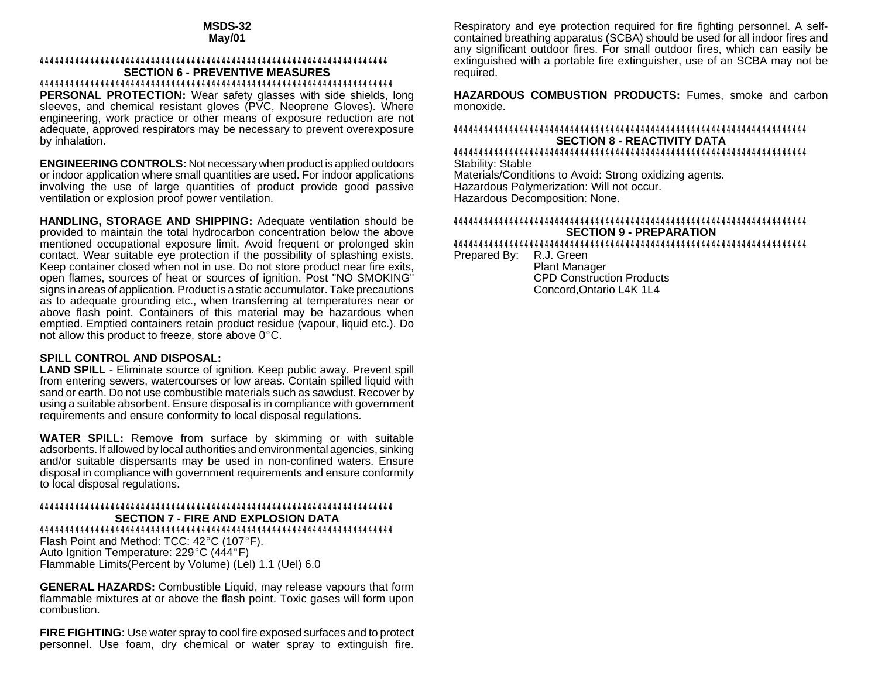MSDS-32
May/01

## SECTION 6 - PREVENTIVE MEASURES

**PERSONAL PROTECTION:** Wear safety glasses with side shields, long sleeves, and chemical resistant gloves (PVC, Neoprene Gloves). Where engineering, work practice or other means of exposure reduction are not adequate, approved respirators may be necessary to prevent overexposure by inhalation.

**ENGINEERING CONTROLS:** Not necessary when product is applied outdoors or indoor application where small quantities are used. For indoor applications involving the use of large quantities of product provide good passive ventilation or explosion proof power ventilation.

**HANDLING, STORAGE AND SHIPPING:** Adequate ventilation should be provided to maintain the total hydrocarbon concentration below the above mentioned occupational exposure limit. Avoid frequent or prolonged skin contact. Wear suitable eye protection if the possibility of splashing exists. Keep container closed when not in use. Do not store product near fire exits, open flames, sources of heat or sources of ignition. Post "NO SMOKING" signs in areas of application. Product is a static accumulator. Take precautions as to adequate grounding etc., when transferring at temperatures near or above flash point. Containers of this material may be hazardous when emptied. Emptied containers retain product residue (vapour, liquid etc.). Do not allow this product to freeze, store above 0°C.

**SPILL CONTROL AND DISPOSAL:**
**LAND SPILL** - Eliminate source of ignition. Keep public away. Prevent spill from entering sewers, watercourses or low areas. Contain spilled liquid with sand or earth. Do not use combustible materials such as sawdust. Recover by using a suitable absorbent. Ensure disposal is in compliance with government requirements and ensure conformity to local disposal regulations.

**WATER SPILL:** Remove from surface by skimming or with suitable adsorbents. If allowed by local authorities and environmental agencies, sinking and/or suitable dispersants may be used in non-confined waters. Ensure disposal in compliance with government requirements and ensure conformity to local disposal regulations.

## SECTION 7 - FIRE AND EXPLOSION DATA

Flash Point and Method: TCC: 42°C (107°F).
Auto Ignition Temperature: 229°C (444°F)
Flammable Limits(Percent by Volume) (Lel) 1.1 (Uel) 6.0

**GENERAL HAZARDS:** Combustible Liquid, may release vapours that form flammable mixtures at or above the flash point. Toxic gases will form upon combustion.

**FIRE FIGHTING:** Use water spray to cool fire exposed surfaces and to protect personnel. Use foam, dry chemical or water spray to extinguish fire. Respiratory and eye protection required for fire fighting personnel. A self-contained breathing apparatus (SCBA) should be used for all indoor fires and any significant outdoor fires. For small outdoor fires, which can easily be extinguished with a portable fire extinguisher, use of an SCBA may not be required.

**HAZARDOUS COMBUSTION PRODUCTS:** Fumes, smoke and carbon monoxide.

## SECTION 8 - REACTIVITY DATA

Stability: Stable
Materials/Conditions to Avoid: Strong oxidizing agents.
Hazardous Polymerization: Will not occur.
Hazardous Decomposition: None.

## SECTION 9 - PREPARATION

Prepared By: R.J. Green
Plant Manager
CPD Construction Products
Concord,Ontario L4K 1L4